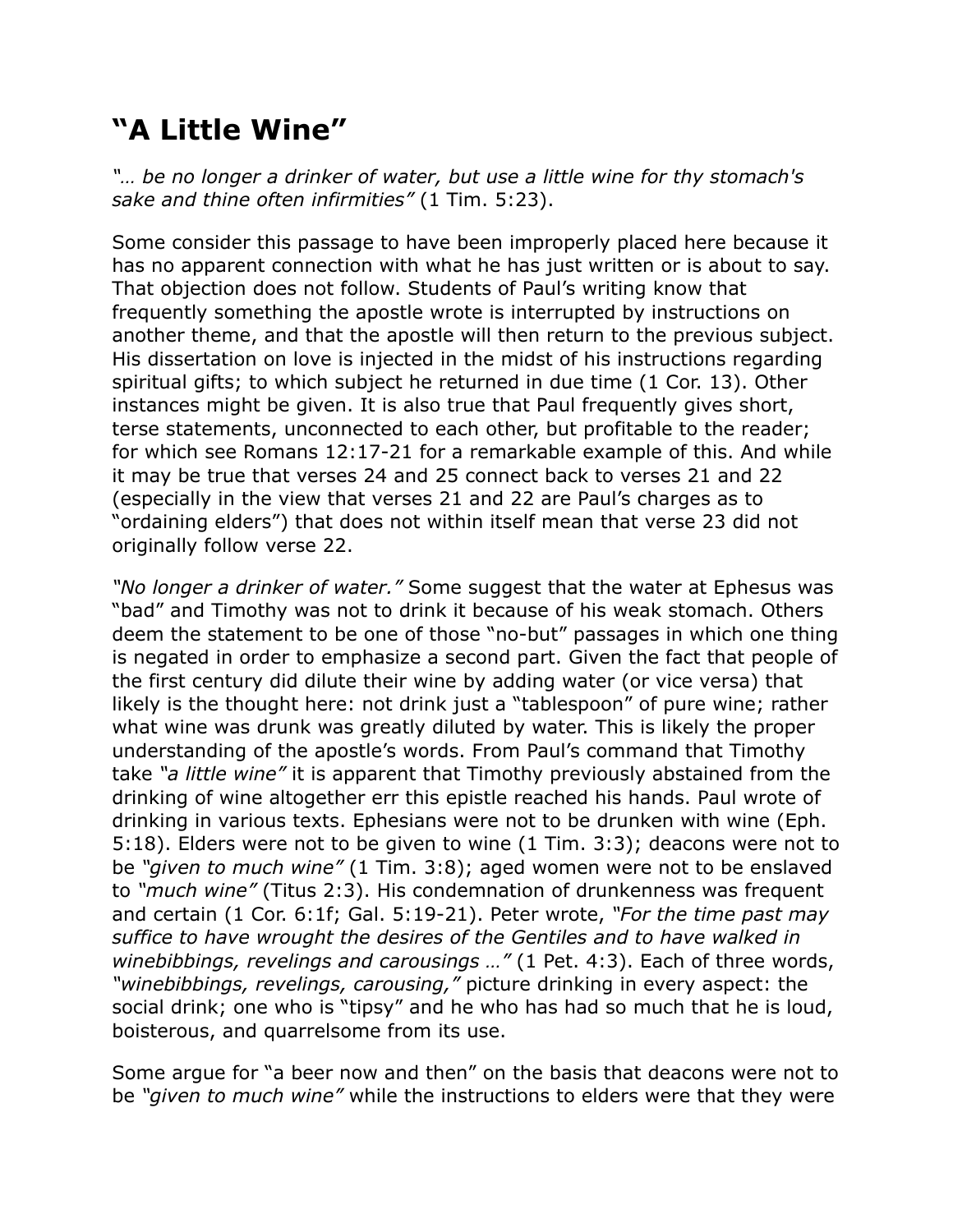# "A Little Wine"

*"… be no longer a drinker of water, but use a little wine for thy stomach's sake and thine often infirmities"* (1 Tim. 5:23).

Some consider this passage to have been improperly placed here because it has no apparent connection with what he has just written or is about to say. That objection does not follow. Students of Paul's writing know that frequently something the apostle wrote is interrupted by instructions on another theme, and that the apostle will then return to the previous subject. His dissertation on love is injected in the midst of his instructions regarding spiritual gifts; to which subject he returned in due time (1 Cor. 13). Other instances might be given. It is also true that Paul frequently gives short, terse statements, unconnected to each other, but profitable to the reader; for which see Romans 12:17-21 for a remarkable example of this. And while it may be true that verses 24 and 25 connect back to verses 21 and 22 (especially in the view that verses 21 and 22 are Paul's charges as to "ordaining elders") that does not within itself mean that verse 23 did not originally follow verse 22.

*"No longer a drinker of water."* Some suggest that the water at Ephesus was "bad" and Timothy was not to drink it because of his weak stomach. Others deem the statement to be one of those "no-but" passages in which one thing is negated in order to emphasize a second part. Given the fact that people of the first century did dilute their wine by adding water (or vice versa) that likely is the thought here: not drink just a "tablespoon" of pure wine; rather what wine was drunk was greatly diluted by water. This is likely the proper understanding of the apostle's words. From Paul's command that Timothy take *"a little wine"* it is apparent that Timothy previously abstained from the drinking of wine altogether err this epistle reached his hands. Paul wrote of drinking in various texts. Ephesians were not to be drunken with wine (Eph. 5:18). Elders were not to be given to wine (1 Tim. 3:3); deacons were not to be *"given to much wine"* (1 Tim. 3:8); aged women were not to be enslaved to *"much wine"* (Titus 2:3). His condemnation of drunkenness was frequent and certain (1 Cor. 6:1f; Gal. 5:19-21). Peter wrote, *"For the time past may suffice to have wrought the desires of the Gentiles and to have walked in winebibbings, revelings and carousings …"* (1 Pet. 4:3). Each of three words, *"winebibbings, revelings, carousing,"* picture drinking in every aspect: the social drink; one who is "tipsy" and he who has had so much that he is loud, boisterous, and quarrelsome from its use.

Some argue for "a beer now and then" on the basis that deacons were not to be *"given to much wine"* while the instructions to elders were that they were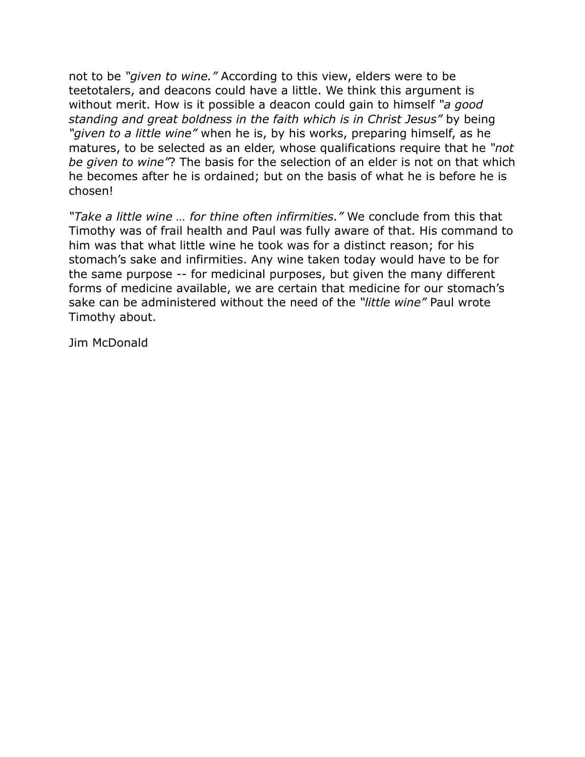not to be *"given to wine."* According to this view, elders were to be teetotalers, and deacons could have a little. We think this argument is without merit. How is it possible a deacon could gain to himself *"a good standing and great boldness in the faith which is in Christ Jesus"* by being *"given to a little wine"* when he is, by his works, preparing himself, as he matures, to be selected as an elder, whose qualifications require that he *"not be given to wine"*? The basis for the selection of an elder is not on that which he becomes after he is ordained; but on the basis of what he is before he is chosen!

*"Take a little wine … for thine often infirmities."* We conclude from this that Timothy was of frail health and Paul was fully aware of that. His command to him was that what little wine he took was for a distinct reason; for his stomach's sake and infirmities. Any wine taken today would have to be for the same purpose -- for medicinal purposes, but given the many different forms of medicine available, we are certain that medicine for our stomach's sake can be administered without the need of the *"little wine"* Paul wrote Timothy about.

Jim McDonald